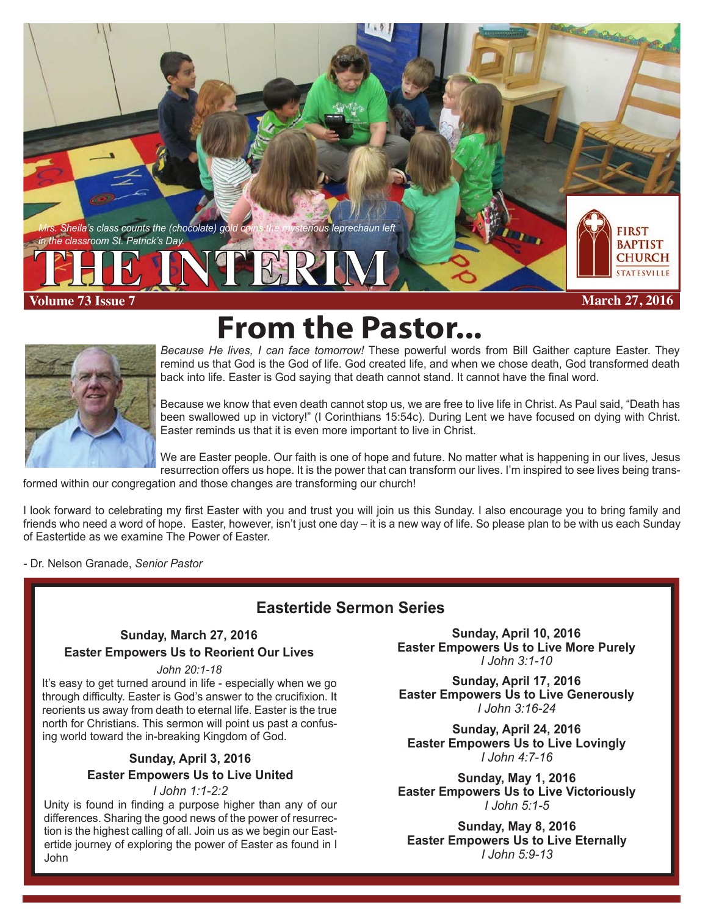Mrs. Sheila's class counts the (chocolate) gold coins the mysterious leprechaun left in the classroom St. Patrick's Day.

# THE INTERIM

FIRST BAPTIST CHURCH STATESVILLE

**Volume 73 Issue 7** **March 27, 2016**

# From the Pastor...

*Because He lives, I can face tomorrow!* These powerful words from Bill Gaither capture Easter. They remind us that God is the God of life. God created life, and when we chose death, God transformed death back into life. Easter is God saying that death cannot stand. It cannot have the final word.

Because we know that even death cannot stop us, we are free to live life in Christ. As Paul said, "Death has been swallowed up in victory!" (I Corinthians 15:54c). During Lent we have focused on dying with Christ. Easter reminds us that it is even more important to live in Christ.

We are Easter people. Our faith is one of hope and future. No matter what is happening in our lives, Jesus resurrection offers us hope. It is the power that can transform our lives. I'm inspired to see lives being transformed within our congregation and those changes are transforming our church!

I look forward to celebrating my first Easter with you and trust you will join us this Sunday. I also encourage you to bring family and friends who need a word of hope. Easter, however, isn't just one day – it is a new way of life. So please plan to be with us each Sunday of Eastertide as we examine The Power of Easter.

- Dr. Nelson Granade, *Senior Pastor*

## Eastertide Sermon Series

**Sunday, March 27, 2016**
**Easter Empowers Us to Reorient Our Lives**
*John 20:1-18*

It's easy to get turned around in life - especially when we go through difficulty. Easter is God's answer to the crucifixion. It reorients us away from death to eternal life. Easter is the true north for Christians. This sermon will point us past a confusing world toward the in-breaking Kingdom of God.

**Sunday, April 3, 2016**
**Easter Empowers Us to Live United**
*I John 1:1-2:2*

Unity is found in finding a purpose higher than any of our differences. Sharing the good news of the power of resurrection is the highest calling of all. Join us as we begin our Eastertide journey of exploring the power of Easter as found in I John

**Sunday, April 10, 2016**
**Easter Empowers Us to Live More Purely**
*I John 3:1-10*

**Sunday, April 17, 2016**
**Easter Empowers Us to Live Generously**
*I John 3:16-24*

**Sunday, April 24, 2016**
**Easter Empowers Us to Live Lovingly**
*I John 4:7-16*

**Sunday, May 1, 2016**
**Easter Empowers Us to Live Victoriously**
*I John 5:1-5*

**Sunday, May 8, 2016**
**Easter Empowers Us to Live Eternally**
*I John 5:9-13*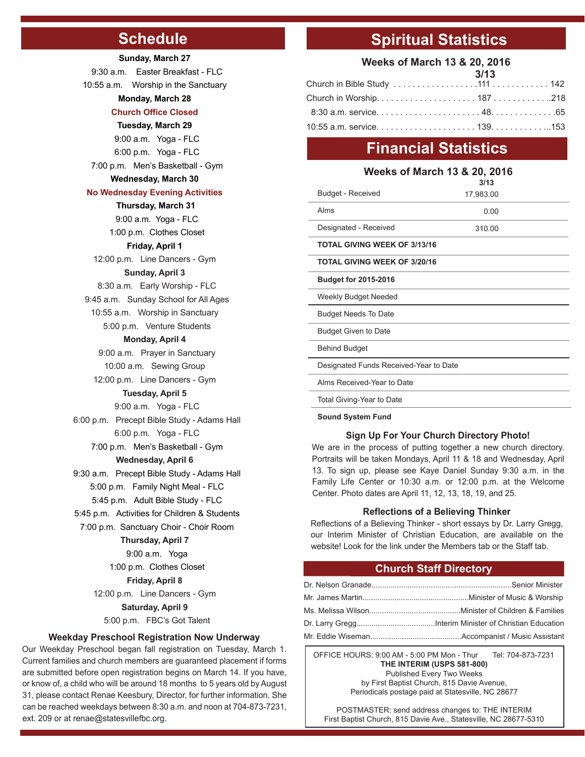## Schedule

**Sunday, March 27**

9:30 a.m. Easter Breakfast - FLC

10:55 a.m. Worship in the Sanctuary

**Monday, March 28**

**Church Office Closed**

**Tuesday, March 29**

9:00 a.m. Yoga - FLC

6:00 p.m. Yoga - FLC

7:00 p.m. Men's Basketball - Gym

**Wednesday, March 30**

**No Wednesday Evening Activities**

**Thursday, March 31**

9:00 a.m. Yoga - FLC

1:00 p.m. Clothes Closet

**Friday, April 1**

12:00 p.m. Line Dancers - Gym

**Sunday, April 3**

8:30 a.m. Early Worship - FLC

9:45 a.m. Sunday School for All Ages

10:55 a.m. Worship in Sanctuary

5:00 p.m. Venture Students

**Monday, April 4**

9:00 a.m. Prayer in Sanctuary

10:00 a.m. Sewing Group

12:00 p.m. Line Dancers - Gym

**Tuesday, April 5**

9:00 a.m. Yoga - FLC

6:00 p.m. Precept Bible Study - Adams Hall

6:00 p.m. Yoga - FLC

7:00 p.m. Men's Basketball - Gym

**Wednesday, April 6**

9:30 a.m. Precept Bible Study - Adams Hall

5:00 p.m. Family Night Meal - FLC

5:45 p.m. Adult Bible Study - FLC

5:45 p.m. Activities for Children & Students

7:00 p.m. Sanctuary Choir - Choir Room

**Thursday, April 7**

9:00 a.m. Yoga

1:00 p.m. Clothes Closet

**Friday, April 8**

12:00 p.m. Line Dancers - Gym

**Saturday, April 9**

5:00 p.m. FBC's Got Talent

### Weekday Preschool Registration Now Underway

Our Weekday Preschool began fall registration on Tuesday, March 1. Current families and church members are guaranteed placement if forms are submitted before open registration begins on March 14. If you have, or know of, a child who will be around 18 months to 5 years old by August 31, please contact Renae Keesbury, Director, for further information. She can be reached weekdays between 8:30 a.m. and noon at 704-873-7231, ext. 209 or at renae@statesvillefbc.org.

## Spiritual Statistics

### Weeks of March 13 & 20, 2016

| | 3/13 | |
|---|---|---|
| Church in Bible Study | 111 | 142 |
| Church in Worship | 187 | 218 |
| 8:30 a.m. service | 48 | 65 |
| 10:55 a.m. service | 139 | 153 |

## Financial Statistics

### Weeks of March 13 & 20, 2016

| | 3/13 |
|---|---|
| Budget - Received | 17,983.00 |
| Alms | 0.00 |
| Designated - Received | 310.00 |
| **TOTAL GIVING WEEK OF 3/13/16** | |
| **TOTAL GIVING WEEK OF 3/20/16** | |
| **Budget for 2015-2016** | |
| Weekly Budget Needed | |
| Budget Needs To Date | |
| Budget Given to Date | |
| Behind Budget | |
| Designated Funds Received-Year to Date | |
| Alms Received-Year to Date | |
| Total Giving-Year to Date | |
| **Sound System Fund** | |

### Sign Up For Your Church Directory Photo!

We are in the process of putting together a new church directory. Portraits will be taken Mondays, April 11 & 18 and Wednesday, April 13. To sign up, please see Kaye Daniel Sunday 9:30 a.m. in the Family Life Center or 10:30 a.m. or 12:00 p.m. at the Welcome Center. Photo dates are April 11, 12, 13, 18, 19, and 25.

### Reflections of a Believing Thinker

Reflections of a Believing Thinker - short essays by Dr. Larry Gregg, our Interim Minister of Christian Education, are available on the website! Look for the link under the Members tab or the Staff tab.

## Church Staff Directory

Dr. Nelson Granade....Senior Minister

Mr. James Martin....Minister of Music & Worship

Ms. Melissa Wilson....Minister of Children & Families

Dr. Larry Gregg....Interim Minister of Christian Education

Mr. Eddie Wiseman....Accompanist / Music Assistant

OFFICE HOURS: 9:00 AM - 5:00 PM Mon - Thur Tel: 704-873-7231

**THE INTERIM (USPS 581-800)**

Published Every Two Weeks
by First Baptist Church, 815 Davie Avenue,
Periodicals postage paid at Statesville, NC 28677

POSTMASTER: send address changes to: THE INTERIM
First Baptist Church, 815 Davie Ave., Statesville, NC 28677-5310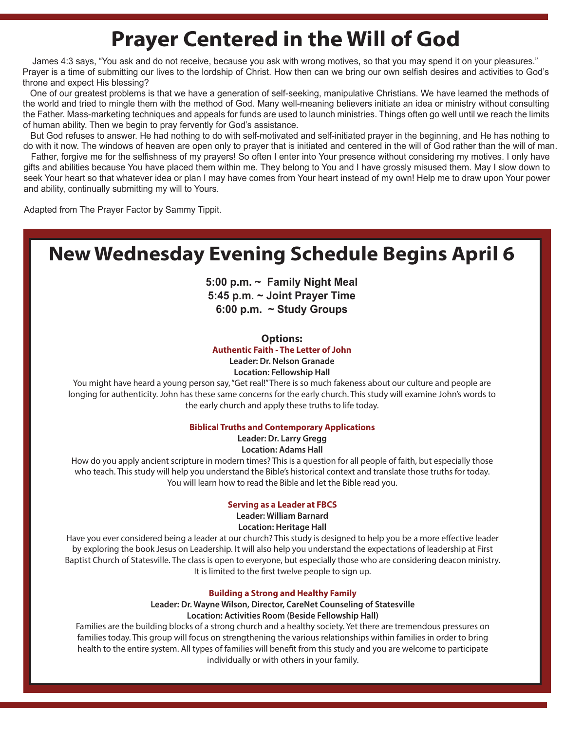# Prayer Centered in the Will of God

James 4:3 says, "You ask and do not receive, because you ask with wrong motives, so that you may spend it on your pleasures." Prayer is a time of submitting our lives to the lordship of Christ. How then can we bring our own selfish desires and activities to God's throne and expect His blessing?

One of our greatest problems is that we have a generation of self-seeking, manipulative Christians. We have learned the methods of the world and tried to mingle them with the method of God. Many well-meaning believers initiate an idea or ministry without consulting the Father. Mass-marketing techniques and appeals for funds are used to launch ministries. Things often go well until we reach the limits of human ability. Then we begin to pray fervently for God's assistance.

But God refuses to answer. He had nothing to do with self-motivated and self-initiated prayer in the beginning, and He has nothing to do with it now. The windows of heaven are open only to prayer that is initiated and centered in the will of God rather than the will of man.

Father, forgive me for the selfishness of my prayers! So often I enter into Your presence without considering my motives. I only have gifts and abilities because You have placed them within me. They belong to You and I have grossly misused them. May I slow down to seek Your heart so that whatever idea or plan I may have comes from Your heart instead of my own! Help me to draw upon Your power and ability, continually submitting my will to Yours.

Adapted from The Prayer Factor by Sammy Tippit.

# New Wednesday Evening Schedule Begins April 6

**5:00 p.m. ~ Family Night Meal**
**5:45 p.m. ~ Joint Prayer Time**
**6:00 p.m. ~ Study Groups**

### Options:

**Authentic Faith - The Letter of John**
**Leader: Dr. Nelson Granade**
**Location: Fellowship Hall**

You might have heard a young person say, "Get real!" There is so much fakeness about our culture and people are longing for authenticity. John has these same concerns for the early church. This study will examine John's words to the early church and apply these truths to life today.

**Biblical Truths and Contemporary Applications**
**Leader: Dr. Larry Gregg**
**Location: Adams Hall**

How do you apply ancient scripture in modern times? This is a question for all people of faith, but especially those who teach. This study will help you understand the Bible's historical context and translate those truths for today. You will learn how to read the Bible and let the Bible read you.

**Serving as a Leader at FBCS**
**Leader: William Barnard**
**Location: Heritage Hall**

Have you ever considered being a leader at our church? This study is designed to help you be a more effective leader by exploring the book Jesus on Leadership. It will also help you understand the expectations of leadership at First Baptist Church of Statesville. The class is open to everyone, but especially those who are considering deacon ministry. It is limited to the first twelve people to sign up.

**Building a Strong and Healthy Family**
**Leader: Dr. Wayne Wilson, Director, CareNet Counseling of Statesville**
**Location: Activities Room (Beside Fellowship Hall)**

Families are the building blocks of a strong church and a healthy society. Yet there are tremendous pressures on families today. This group will focus on strengthening the various relationships within families in order to bring health to the entire system. All types of families will benefit from this study and you are welcome to participate individually or with others in your family.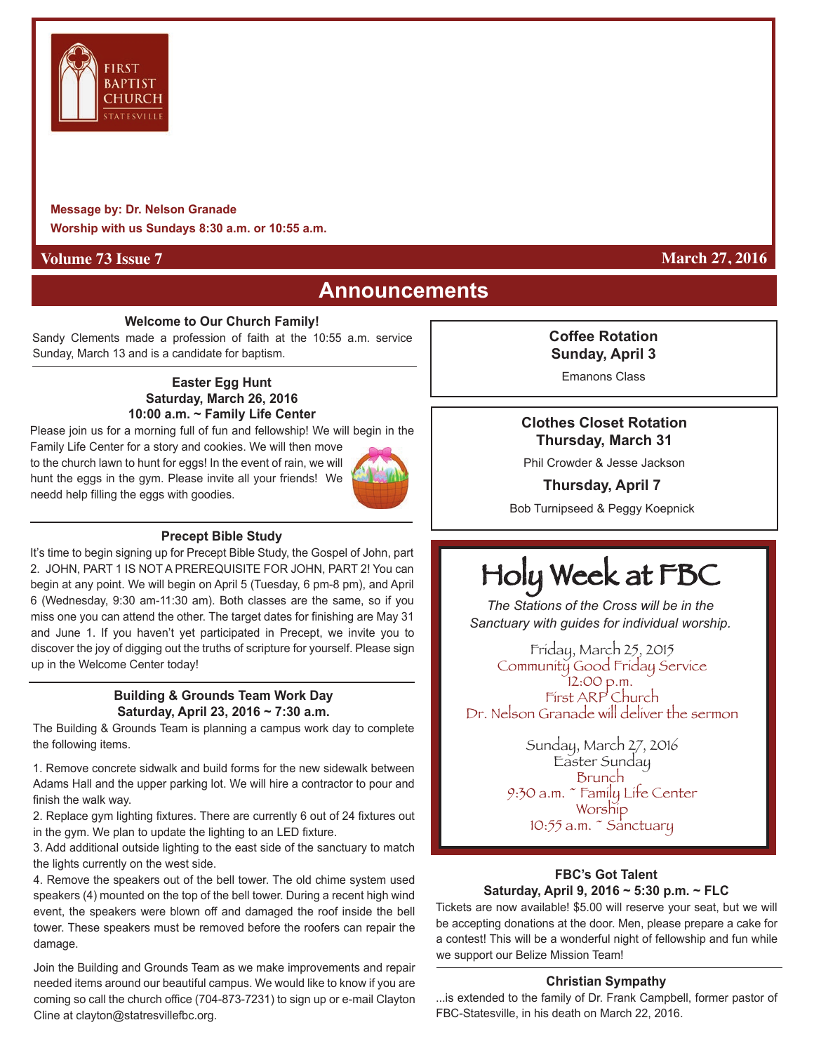FIRST BAPTIST CHURCH STATESVILLE

**Message by: Dr. Nelson Granade**

**Worship with us Sundays 8:30 a.m. or 10:55 a.m.**

**Volume 73 Issue 7** **March 27, 2016**

# Announcements

### Welcome to Our Church Family!

Sandy Clements made a profession of faith at the 10:55 a.m. service Sunday, March 13 and is a candidate for baptism.

### Easter Egg Hunt
**Saturday, March 26, 2016**
**10:00 a.m. ~ Family Life Center**

Please join us for a morning full of fun and fellowship! We will begin in the Family Life Center for a story and cookies. We will then move to the church lawn to hunt for eggs! In the event of rain, we will hunt the eggs in the gym. Please invite all your friends! We needd help filling the eggs with goodies.

### Precept Bible Study

It's time to begin signing up for Precept Bible Study, the Gospel of John, part 2. JOHN, PART 1 IS NOT A PREREQUISITE FOR JOHN, PART 2! You can begin at any point. We will begin on April 5 (Tuesday, 6 pm-8 pm), and April 6 (Wednesday, 9:30 am-11:30 am). Both classes are the same, so if you miss one you can attend the other. The target dates for finishing are May 31 and June 1. If you haven't yet participated in Precept, we invite you to discover the joy of digging out the truths of scripture for yourself. Please sign up in the Welcome Center today!

### Building & Grounds Team Work Day
**Saturday, April 23, 2016 ~ 7:30 a.m.**

The Building & Grounds Team is planning a campus work day to complete the following items.

1. Remove concrete sidwalk and build forms for the new sidewalk between Adams Hall and the upper parking lot. We will hire a contractor to pour and finish the walk way.
2. Replace gym lighting fixtures. There are currently 6 out of 24 fixtures out in the gym. We plan to update the lighting to an LED fixture.
3. Add additional outside lighting to the east side of the sanctuary to match the lights currently on the west side.
4. Remove the speakers out of the bell tower. The old chime system used speakers (4) mounted on the top of the bell tower. During a recent high wind event, the speakers were blown off and damaged the roof inside the bell tower. These speakers must be removed before the roofers can repair the damage.

Join the Building and Grounds Team as we make improvements and repair needed items around our beautiful campus. We would like to know if you are coming so call the church office (704-873-7231) to sign up or e-mail Clayton Cline at clayton@statresvillefbc.org.

### Coffee Rotation
**Sunday, April 3**

Emanons Class

### Clothes Closet Rotation
**Thursday, March 31**

Phil Crowder & Jesse Jackson

**Thursday, April 7**

Bob Turnipseed & Peggy Koepnick

## Holy Week at FBC

*The Stations of the Cross will be in the Sanctuary with guides for individual worship.*

Friday, March 25, 2015
Community Good Friday Service
12:00 p.m.
First ARP Church
Dr. Nelson Granade will deliver the sermon

Sunday, March 27, 2016
Easter Sunday
Brunch
9:30 a.m. ~ Family Life Center
Worship
10:55 a.m. ~ Sanctuary

### FBC's Got Talent
**Saturday, April 9, 2016 ~ 5:30 p.m. ~ FLC**

Tickets are now available! $5.00 will reserve your seat, but we will be accepting donations at the door. Men, please prepare a cake for a contest! This will be a wonderful night of fellowship and fun while we support our Belize Mission Team!

### Christian Sympathy

...is extended to the family of Dr. Frank Campbell, former pastor of FBC-Statesville, in his death on March 22, 2016.